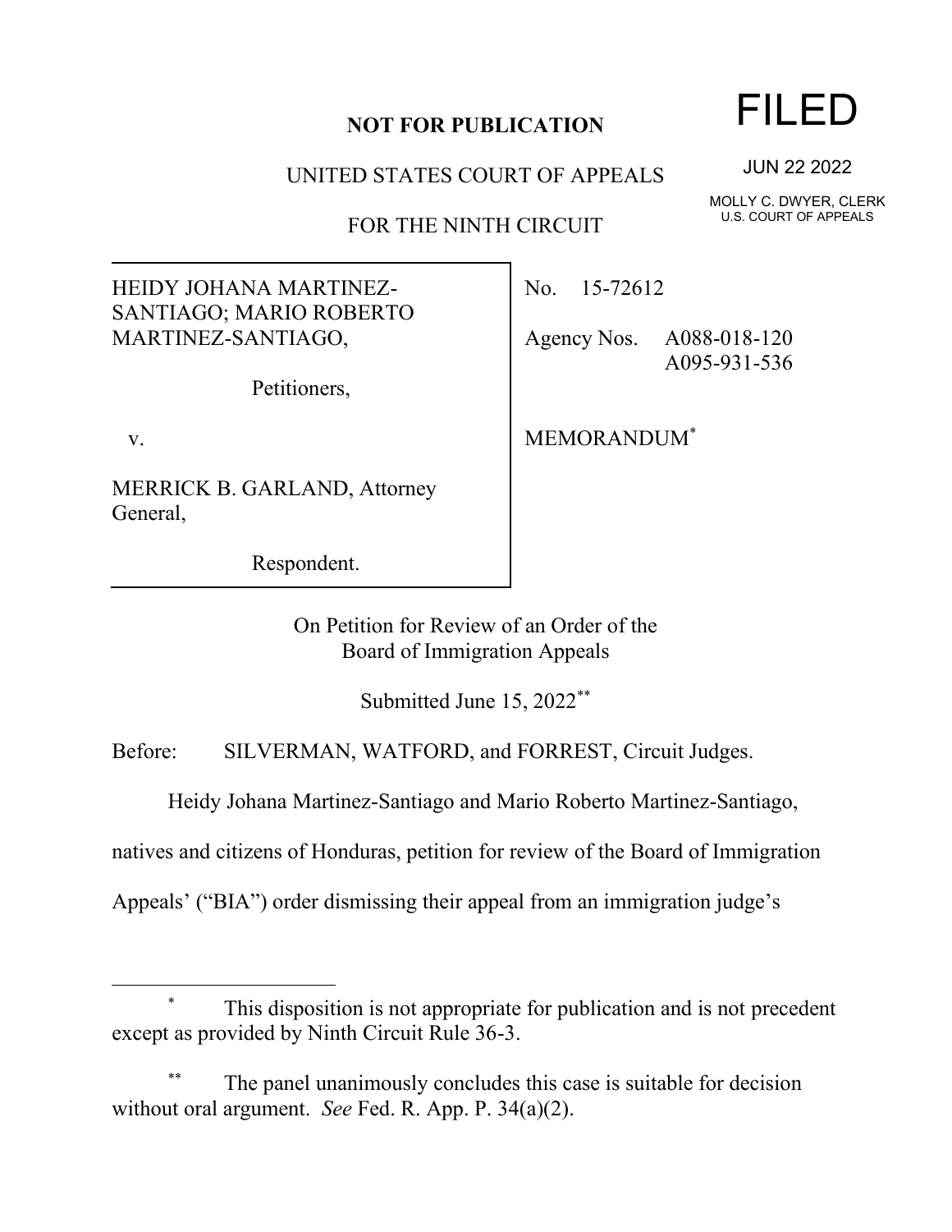**NOT FOR PUBLICATION**

UNITED STATES COURT OF APPEALS

FOR THE NINTH CIRCUIT

FILED

JUN 22 2022

MOLLY C. DWYER, CLERK
U.S. COURT OF APPEALS

HEIDY JOHANA MARTINEZ-SANTIAGO; MARIO ROBERTO MARTINEZ-SANTIAGO,

Petitioners,

v.

MERRICK B. GARLAND, Attorney General,

Respondent.

No. 15-72612

Agency Nos. A088-018-120
A095-931-536

MEMORANDUM*

On Petition for Review of an Order of the
Board of Immigration Appeals

Submitted June 15, 2022**

Before: SILVERMAN, WATFORD, and FORREST, Circuit Judges.

Heidy Johana Martinez-Santiago and Mario Roberto Martinez-Santiago, natives and citizens of Honduras, petition for review of the Board of Immigration Appeals' ("BIA") order dismissing their appeal from an immigration judge's

---

\* This disposition is not appropriate for publication and is not precedent except as provided by Ninth Circuit Rule 36-3.

\*\* The panel unanimously concludes this case is suitable for decision without oral argument. *See* Fed. R. App. P. 34(a)(2).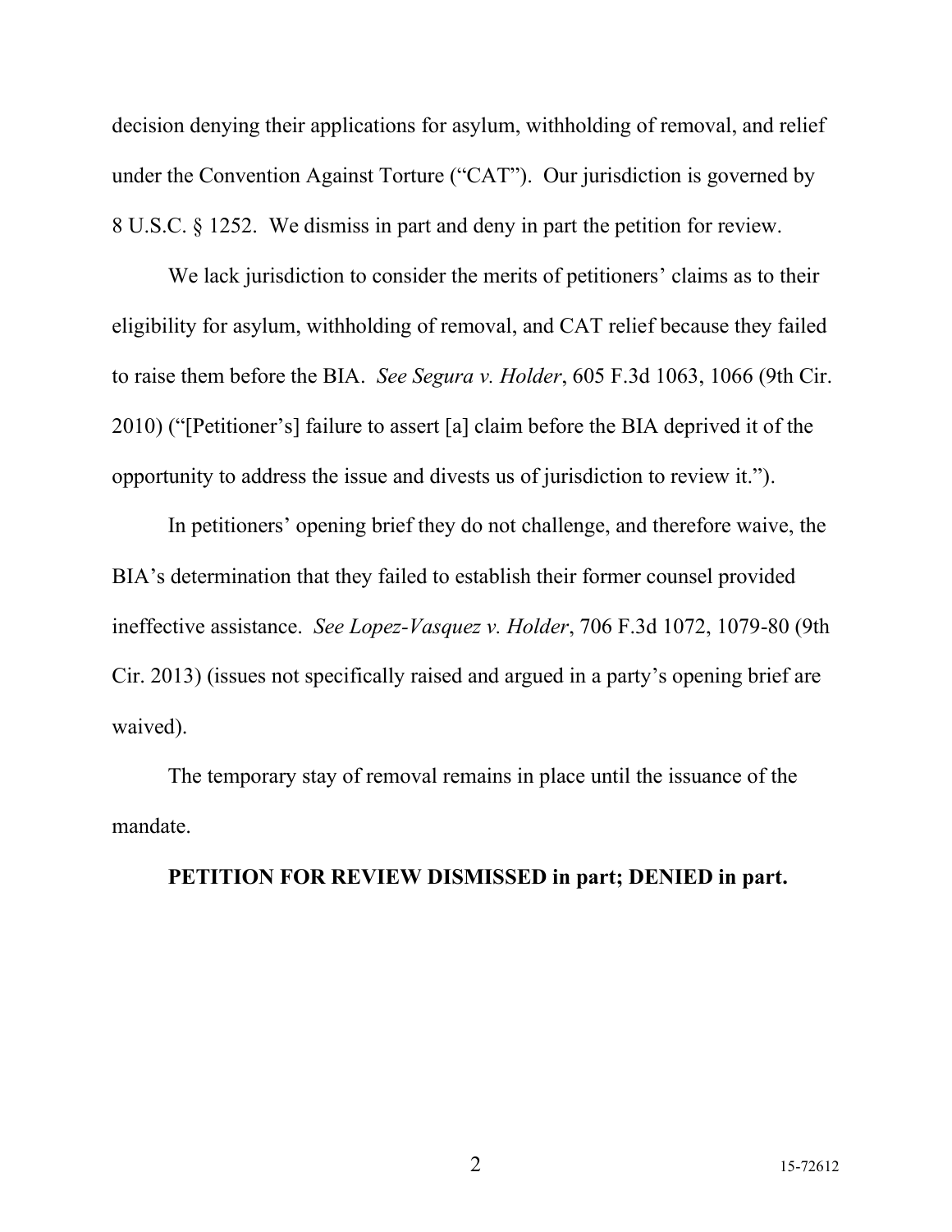decision denying their applications for asylum, withholding of removal, and relief under the Convention Against Torture ("CAT"). Our jurisdiction is governed by 8 U.S.C. § 1252. We dismiss in part and deny in part the petition for review.

We lack jurisdiction to consider the merits of petitioners' claims as to their eligibility for asylum, withholding of removal, and CAT relief because they failed to raise them before the BIA. *See Segura v. Holder*, 605 F.3d 1063, 1066 (9th Cir. 2010) ("[Petitioner's] failure to assert [a] claim before the BIA deprived it of the opportunity to address the issue and divests us of jurisdiction to review it.").

In petitioners' opening brief they do not challenge, and therefore waive, the BIA's determination that they failed to establish their former counsel provided ineffective assistance. *See Lopez-Vasquez v. Holder*, 706 F.3d 1072, 1079-80 (9th Cir. 2013) (issues not specifically raised and argued in a party's opening brief are waived).

The temporary stay of removal remains in place until the issuance of the mandate.

**PETITION FOR REVIEW DISMISSED in part; DENIED in part.**